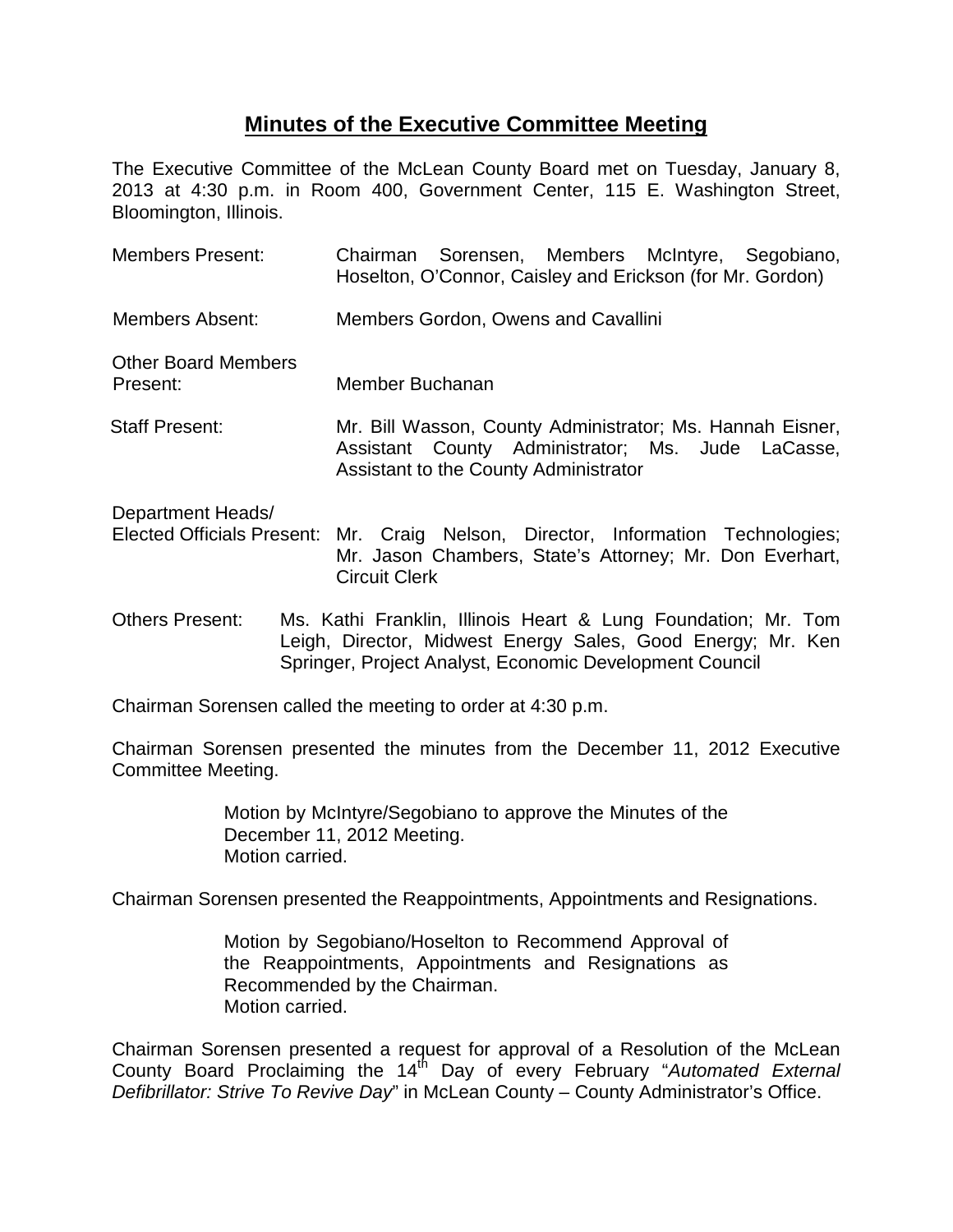# Minutes of the Executive Committee Meeting

The Executive Committee of the McLean County Board met on Tuesday, January 8, 2013 at 4:30 p.m. in Room 400, Government Center, 115 E. Washington Street, Bloomington, Illinois.

Members Present: Chairman Sorensen, Members McIntyre, Segobiano, Hoselton, O'Connor, Caisley and Erickson (for Mr. Gordon)

Members Absent: Members Gordon, Owens and Cavallini

Other Board Members Present: Member Buchanan

Staff Present: Mr. Bill Wasson, County Administrator; Ms. Hannah Eisner, Assistant County Administrator; Ms. Jude LaCasse, Assistant to the County Administrator

Department Heads/ Elected Officials Present: Mr. Craig Nelson, Director, Information Technologies; Mr. Jason Chambers, State's Attorney; Mr. Don Everhart, Circuit Clerk

Others Present: Ms. Kathi Franklin, Illinois Heart & Lung Foundation; Mr. Tom Leigh, Director, Midwest Energy Sales, Good Energy; Mr. Ken Springer, Project Analyst, Economic Development Council

Chairman Sorensen called the meeting to order at 4:30 p.m.

Chairman Sorensen presented the minutes from the December 11, 2012 Executive Committee Meeting.

> Motion by McIntyre/Segobiano to approve the Minutes of the December 11, 2012 Meeting.
> Motion carried.

Chairman Sorensen presented the Reappointments, Appointments and Resignations.

> Motion by Segobiano/Hoselton to Recommend Approval of the Reappointments, Appointments and Resignations as Recommended by the Chairman.
> Motion carried.

Chairman Sorensen presented a request for approval of a Resolution of the McLean County Board Proclaiming the 14th Day of every February "*Automated External Defibrillator: Strive To Revive Day*" in McLean County – County Administrator's Office.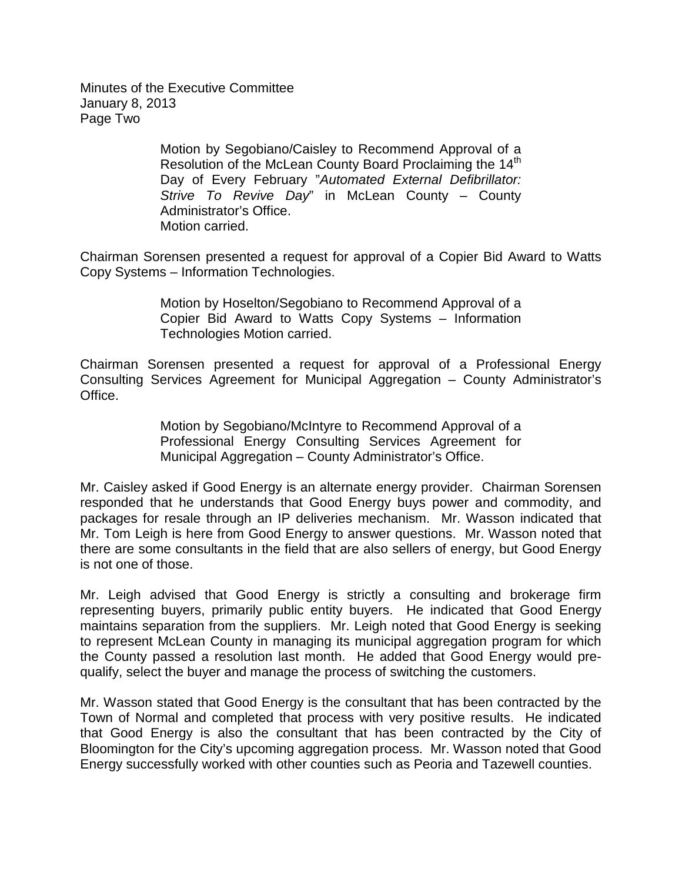Motion by Segobiano/Caisley to Recommend Approval of a Resolution of the McLean County Board Proclaiming the 14th Day of Every February "*Automated External Defibrillator: Strive To Revive Day*" in McLean County – County Administrator's Office.
Motion carried.

Chairman Sorensen presented a request for approval of a Copier Bid Award to Watts Copy Systems – Information Technologies.

Motion by Hoselton/Segobiano to Recommend Approval of a Copier Bid Award to Watts Copy Systems – Information Technologies Motion carried.

Chairman Sorensen presented a request for approval of a Professional Energy Consulting Services Agreement for Municipal Aggregation – County Administrator's Office.

Motion by Segobiano/McIntyre to Recommend Approval of a Professional Energy Consulting Services Agreement for Municipal Aggregation – County Administrator's Office.

Mr. Caisley asked if Good Energy is an alternate energy provider. Chairman Sorensen responded that he understands that Good Energy buys power and commodity, and packages for resale through an IP deliveries mechanism. Mr. Wasson indicated that Mr. Tom Leigh is here from Good Energy to answer questions. Mr. Wasson noted that there are some consultants in the field that are also sellers of energy, but Good Energy is not one of those.

Mr. Leigh advised that Good Energy is strictly a consulting and brokerage firm representing buyers, primarily public entity buyers. He indicated that Good Energy maintains separation from the suppliers. Mr. Leigh noted that Good Energy is seeking to represent McLean County in managing its municipal aggregation program for which the County passed a resolution last month. He added that Good Energy would pre-qualify, select the buyer and manage the process of switching the customers.

Mr. Wasson stated that Good Energy is the consultant that has been contracted by the Town of Normal and completed that process with very positive results. He indicated that Good Energy is also the consultant that has been contracted by the City of Bloomington for the City's upcoming aggregation process. Mr. Wasson noted that Good Energy successfully worked with other counties such as Peoria and Tazewell counties.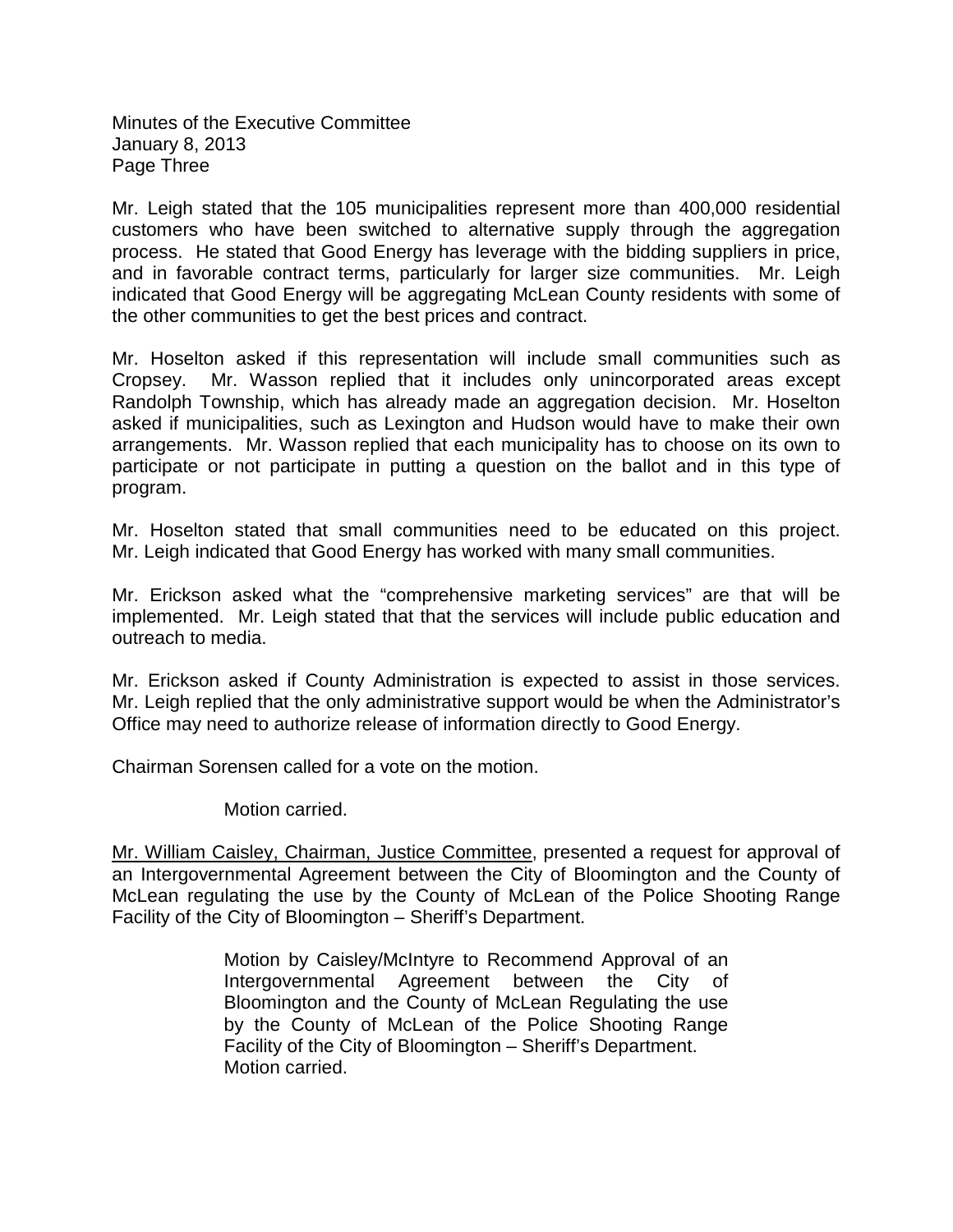Mr. Leigh stated that the 105 municipalities represent more than 400,000 residential customers who have been switched to alternative supply through the aggregation process. He stated that Good Energy has leverage with the bidding suppliers in price, and in favorable contract terms, particularly for larger size communities. Mr. Leigh indicated that Good Energy will be aggregating McLean County residents with some of the other communities to get the best prices and contract.

Mr. Hoselton asked if this representation will include small communities such as Cropsey. Mr. Wasson replied that it includes only unincorporated areas except Randolph Township, which has already made an aggregation decision. Mr. Hoselton asked if municipalities, such as Lexington and Hudson would have to make their own arrangements. Mr. Wasson replied that each municipality has to choose on its own to participate or not participate in putting a question on the ballot and in this type of program.

Mr. Hoselton stated that small communities need to be educated on this project. Mr. Leigh indicated that Good Energy has worked with many small communities.

Mr. Erickson asked what the "comprehensive marketing services" are that will be implemented. Mr. Leigh stated that that the services will include public education and outreach to media.

Mr. Erickson asked if County Administration is expected to assist in those services. Mr. Leigh replied that the only administrative support would be when the Administrator's Office may need to authorize release of information directly to Good Energy.

Chairman Sorensen called for a vote on the motion.

> Motion carried.

<u>Mr. William Caisley, Chairman, Justice Committee</u>, presented a request for approval of an Intergovernmental Agreement between the City of Bloomington and the County of McLean regulating the use by the County of McLean of the Police Shooting Range Facility of the City of Bloomington – Sheriff's Department.

> Motion by Caisley/McIntyre to Recommend Approval of an Intergovernmental Agreement between the City of Bloomington and the County of McLean Regulating the use by the County of McLean of the Police Shooting Range Facility of the City of Bloomington – Sheriff's Department.
> Motion carried.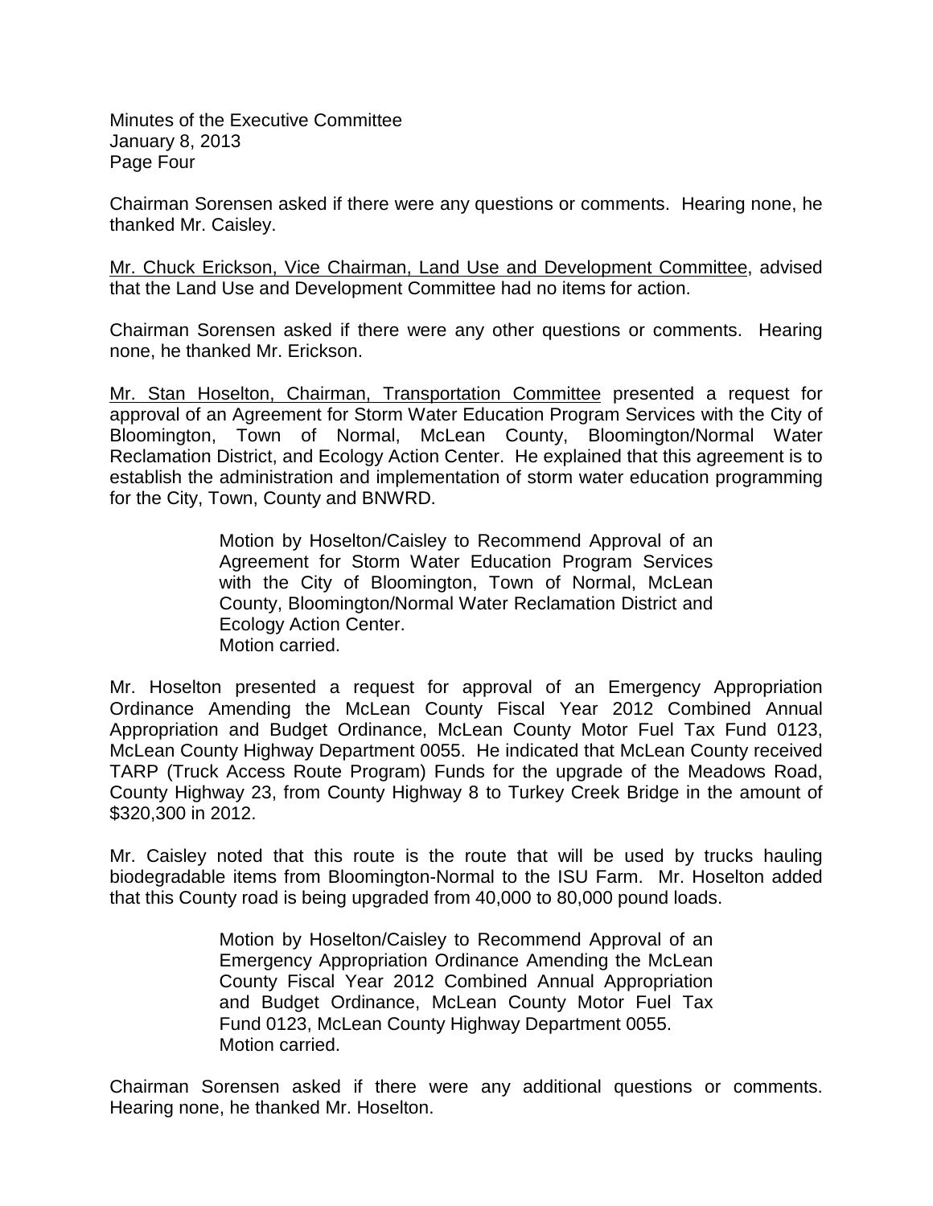Chairman Sorensen asked if there were any questions or comments. Hearing none, he thanked Mr. Caisley.

Mr. Chuck Erickson, Vice Chairman, Land Use and Development Committee, advised that the Land Use and Development Committee had no items for action.

Chairman Sorensen asked if there were any other questions or comments. Hearing none, he thanked Mr. Erickson.

Mr. Stan Hoselton, Chairman, Transportation Committee presented a request for approval of an Agreement for Storm Water Education Program Services with the City of Bloomington, Town of Normal, McLean County, Bloomington/Normal Water Reclamation District, and Ecology Action Center. He explained that this agreement is to establish the administration and implementation of storm water education programming for the City, Town, County and BNWRD.

> Motion by Hoselton/Caisley to Recommend Approval of an Agreement for Storm Water Education Program Services with the City of Bloomington, Town of Normal, McLean County, Bloomington/Normal Water Reclamation District and Ecology Action Center.
> Motion carried.

Mr. Hoselton presented a request for approval of an Emergency Appropriation Ordinance Amending the McLean County Fiscal Year 2012 Combined Annual Appropriation and Budget Ordinance, McLean County Motor Fuel Tax Fund 0123, McLean County Highway Department 0055. He indicated that McLean County received TARP (Truck Access Route Program) Funds for the upgrade of the Meadows Road, County Highway 23, from County Highway 8 to Turkey Creek Bridge in the amount of $320,300 in 2012.

Mr. Caisley noted that this route is the route that will be used by trucks hauling biodegradable items from Bloomington-Normal to the ISU Farm. Mr. Hoselton added that this County road is being upgraded from 40,000 to 80,000 pound loads.

> Motion by Hoselton/Caisley to Recommend Approval of an Emergency Appropriation Ordinance Amending the McLean County Fiscal Year 2012 Combined Annual Appropriation and Budget Ordinance, McLean County Motor Fuel Tax Fund 0123, McLean County Highway Department 0055.
> Motion carried.

Chairman Sorensen asked if there were any additional questions or comments. Hearing none, he thanked Mr. Hoselton.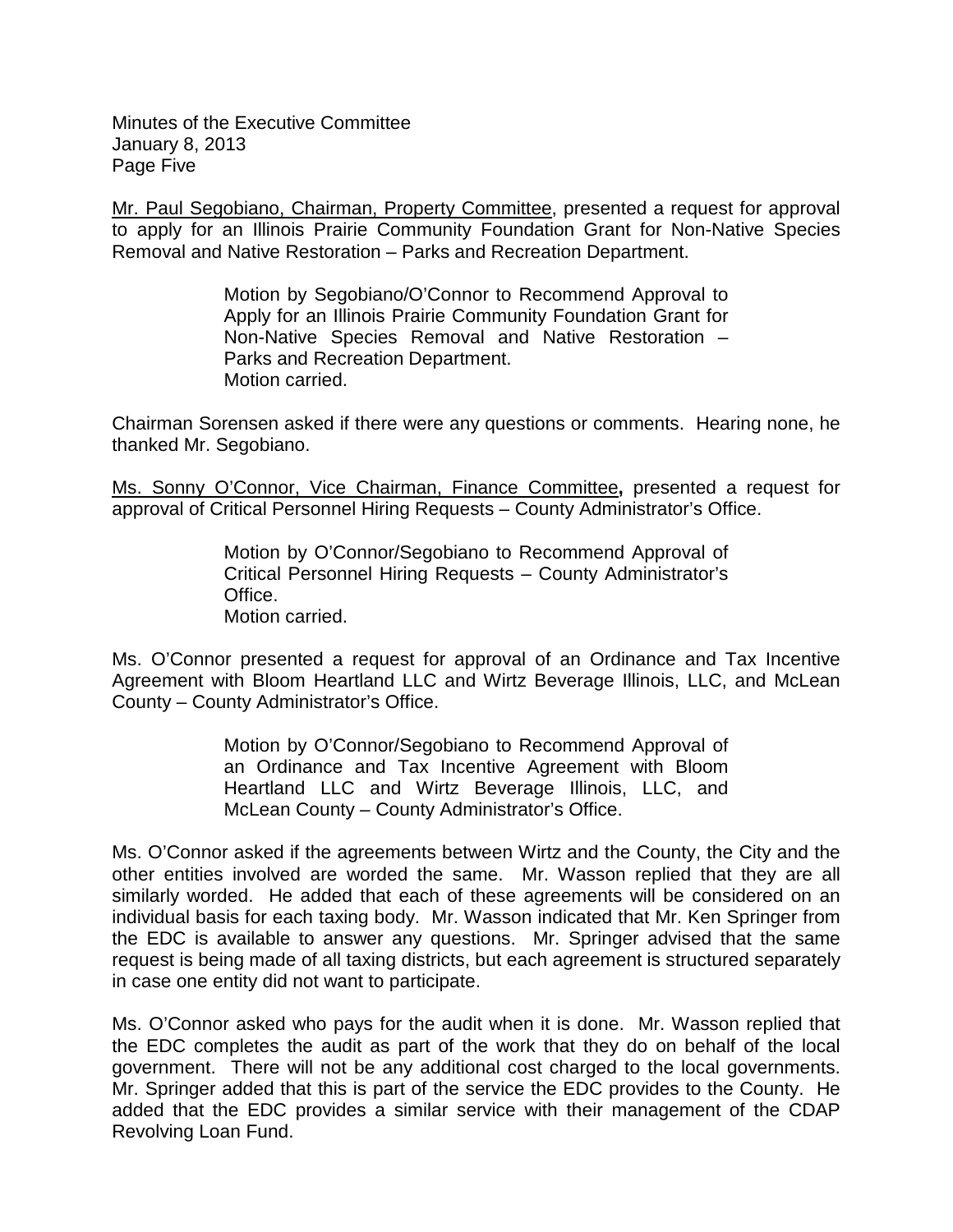Mr. Paul Segobiano, Chairman, Property Committee, presented a request for approval to apply for an Illinois Prairie Community Foundation Grant for Non-Native Species Removal and Native Restoration – Parks and Recreation Department.

> Motion by Segobiano/O'Connor to Recommend Approval to Apply for an Illinois Prairie Community Foundation Grant for Non-Native Species Removal and Native Restoration – Parks and Recreation Department.
> Motion carried.

Chairman Sorensen asked if there were any questions or comments. Hearing none, he thanked Mr. Segobiano.

Ms. Sonny O'Connor, Vice Chairman, Finance Committee, presented a request for approval of Critical Personnel Hiring Requests – County Administrator's Office.

> Motion by O'Connor/Segobiano to Recommend Approval of Critical Personnel Hiring Requests – County Administrator's Office.
> Motion carried.

Ms. O'Connor presented a request for approval of an Ordinance and Tax Incentive Agreement with Bloom Heartland LLC and Wirtz Beverage Illinois, LLC, and McLean County – County Administrator's Office.

> Motion by O'Connor/Segobiano to Recommend Approval of an Ordinance and Tax Incentive Agreement with Bloom Heartland LLC and Wirtz Beverage Illinois, LLC, and McLean County – County Administrator's Office.

Ms. O'Connor asked if the agreements between Wirtz and the County, the City and the other entities involved are worded the same. Mr. Wasson replied that they are all similarly worded. He added that each of these agreements will be considered on an individual basis for each taxing body. Mr. Wasson indicated that Mr. Ken Springer from the EDC is available to answer any questions. Mr. Springer advised that the same request is being made of all taxing districts, but each agreement is structured separately in case one entity did not want to participate.

Ms. O'Connor asked who pays for the audit when it is done. Mr. Wasson replied that the EDC completes the audit as part of the work that they do on behalf of the local government. There will not be any additional cost charged to the local governments. Mr. Springer added that this is part of the service the EDC provides to the County. He added that the EDC provides a similar service with their management of the CDAP Revolving Loan Fund.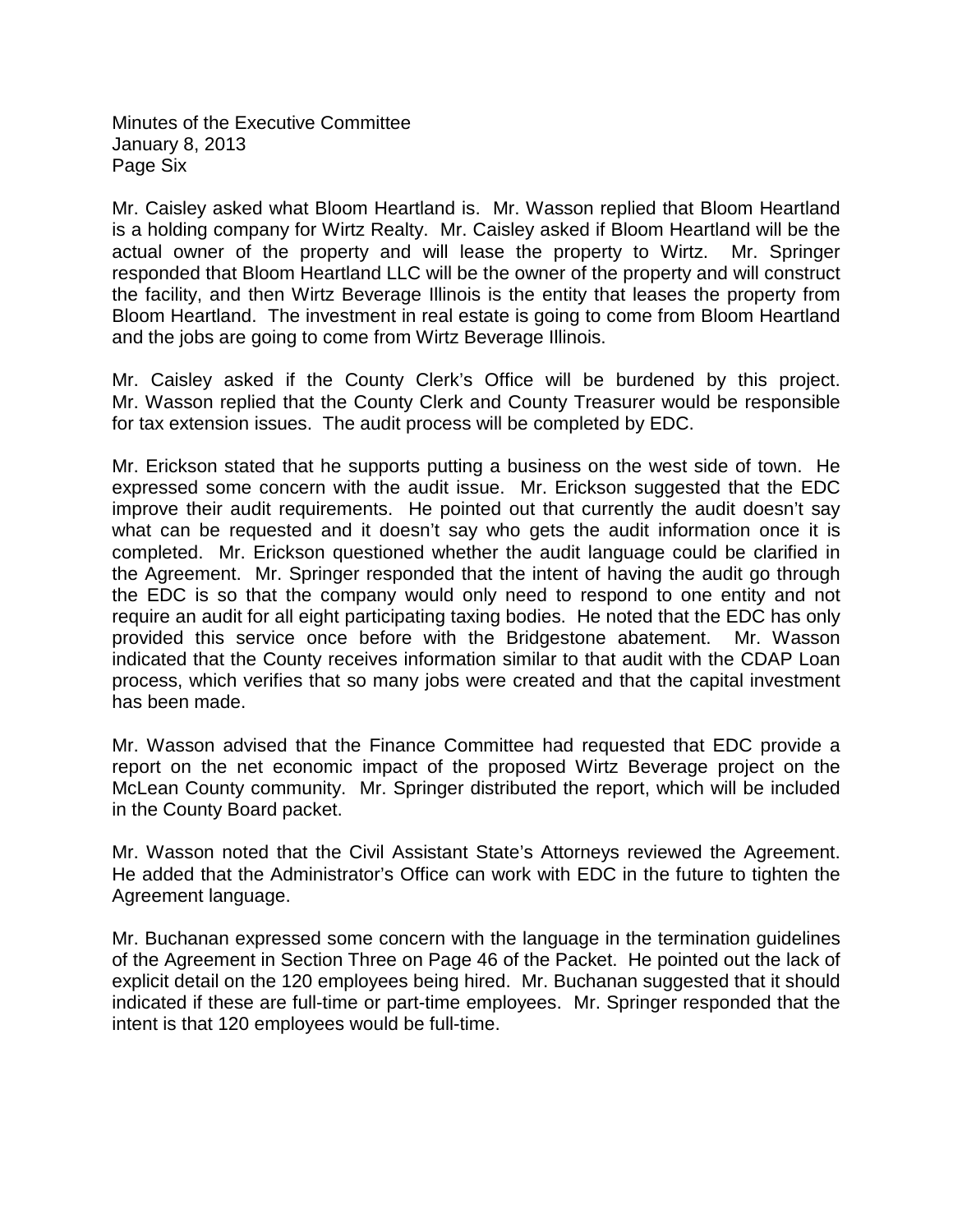Mr. Caisley asked what Bloom Heartland is. Mr. Wasson replied that Bloom Heartland is a holding company for Wirtz Realty. Mr. Caisley asked if Bloom Heartland will be the actual owner of the property and will lease the property to Wirtz. Mr. Springer responded that Bloom Heartland LLC will be the owner of the property and will construct the facility, and then Wirtz Beverage Illinois is the entity that leases the property from Bloom Heartland. The investment in real estate is going to come from Bloom Heartland and the jobs are going to come from Wirtz Beverage Illinois.

Mr. Caisley asked if the County Clerk's Office will be burdened by this project. Mr. Wasson replied that the County Clerk and County Treasurer would be responsible for tax extension issues. The audit process will be completed by EDC.

Mr. Erickson stated that he supports putting a business on the west side of town. He expressed some concern with the audit issue. Mr. Erickson suggested that the EDC improve their audit requirements. He pointed out that currently the audit doesn't say what can be requested and it doesn't say who gets the audit information once it is completed. Mr. Erickson questioned whether the audit language could be clarified in the Agreement. Mr. Springer responded that the intent of having the audit go through the EDC is so that the company would only need to respond to one entity and not require an audit for all eight participating taxing bodies. He noted that the EDC has only provided this service once before with the Bridgestone abatement. Mr. Wasson indicated that the County receives information similar to that audit with the CDAP Loan process, which verifies that so many jobs were created and that the capital investment has been made.

Mr. Wasson advised that the Finance Committee had requested that EDC provide a report on the net economic impact of the proposed Wirtz Beverage project on the McLean County community. Mr. Springer distributed the report, which will be included in the County Board packet.

Mr. Wasson noted that the Civil Assistant State's Attorneys reviewed the Agreement. He added that the Administrator's Office can work with EDC in the future to tighten the Agreement language.

Mr. Buchanan expressed some concern with the language in the termination guidelines of the Agreement in Section Three on Page 46 of the Packet. He pointed out the lack of explicit detail on the 120 employees being hired. Mr. Buchanan suggested that it should indicated if these are full-time or part-time employees. Mr. Springer responded that the intent is that 120 employees would be full-time.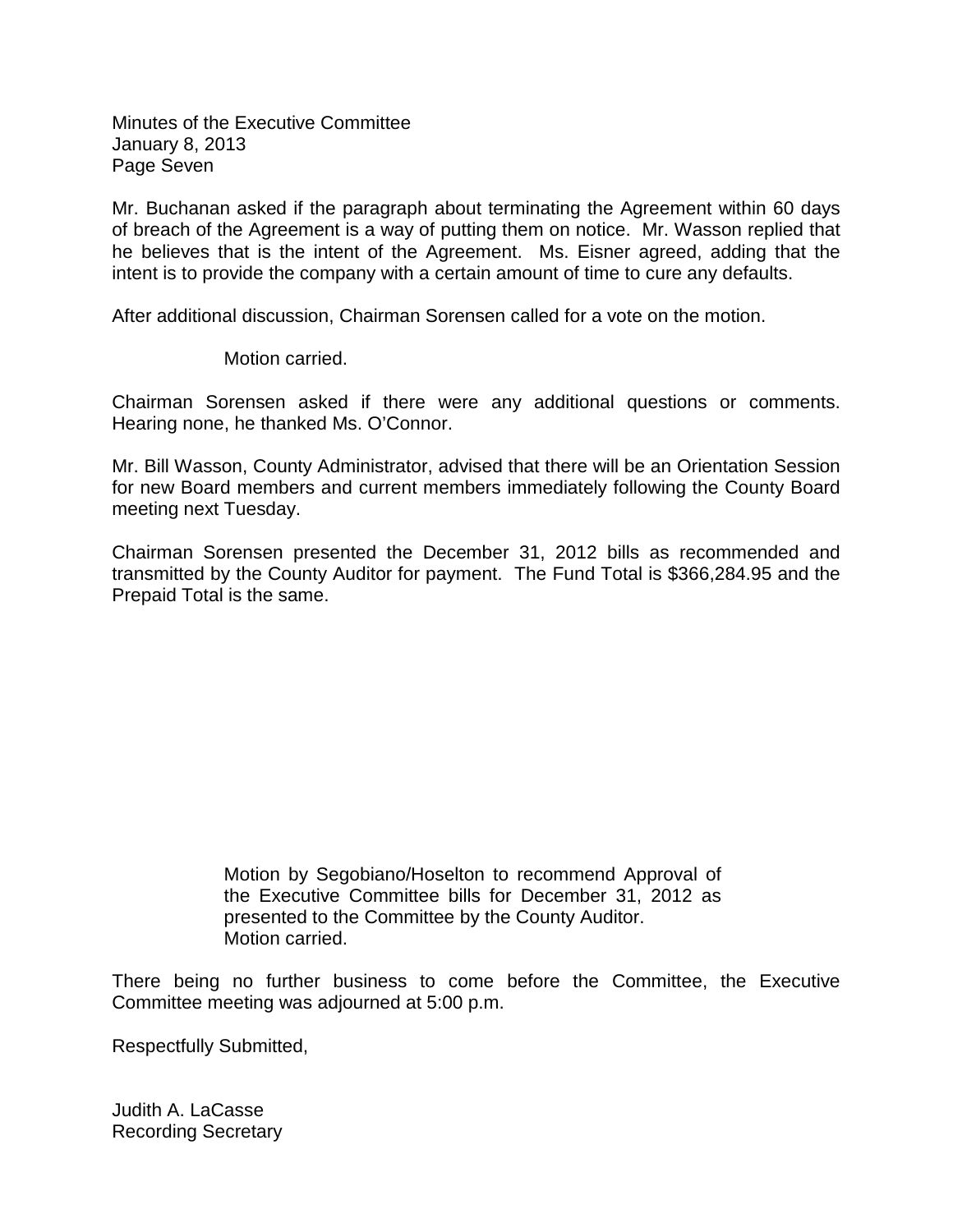Mr. Buchanan asked if the paragraph about terminating the Agreement within 60 days of breach of the Agreement is a way of putting them on notice. Mr. Wasson replied that he believes that is the intent of the Agreement. Ms. Eisner agreed, adding that the intent is to provide the company with a certain amount of time to cure any defaults.

After additional discussion, Chairman Sorensen called for a vote on the motion.

> Motion carried.

Chairman Sorensen asked if there were any additional questions or comments. Hearing none, he thanked Ms. O'Connor.

Mr. Bill Wasson, County Administrator, advised that there will be an Orientation Session for new Board members and current members immediately following the County Board meeting next Tuesday.

Chairman Sorensen presented the December 31, 2012 bills as recommended and transmitted by the County Auditor for payment. The Fund Total is $366,284.95 and the Prepaid Total is the same.

> Motion by Segobiano/Hoselton to recommend Approval of the Executive Committee bills for December 31, 2012 as presented to the Committee by the County Auditor.
> Motion carried.

There being no further business to come before the Committee, the Executive Committee meeting was adjourned at 5:00 p.m.

Respectfully Submitted,

Judith A. LaCasse
Recording Secretary